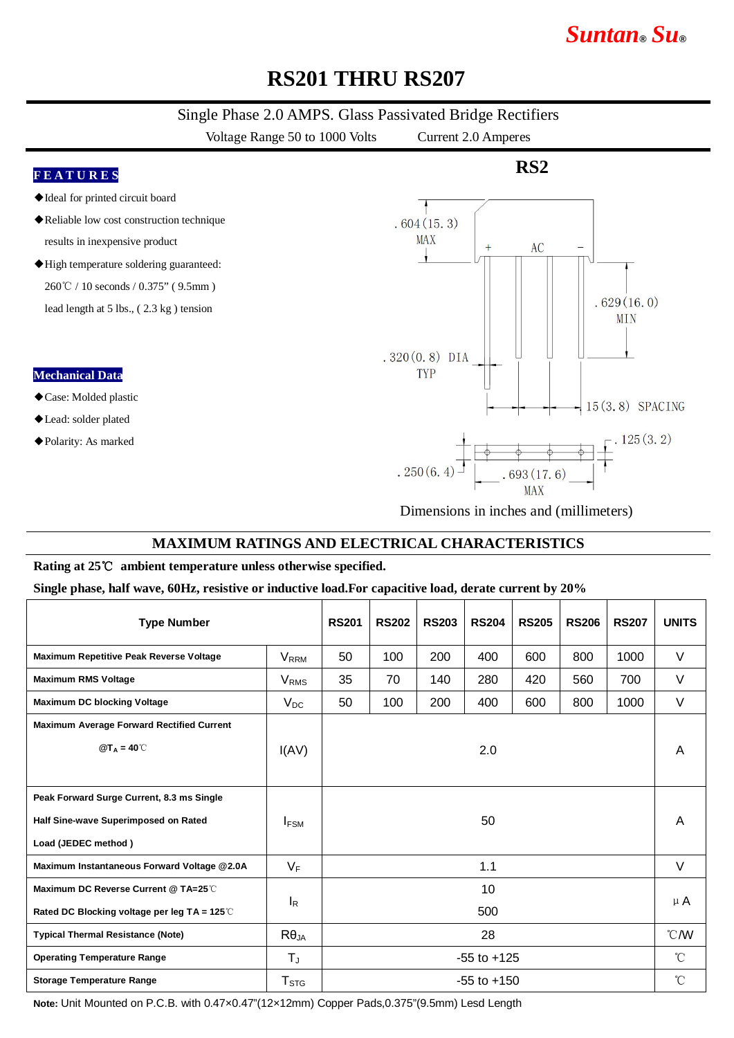Suntan® Su®

# RS201 THRU RS207

Single Phase 2.0 AMPS. Glass Passivated Bridge Rectifiers

Voltage Range 50 to 1000 Volts　　Current 2.0 Amperes

## FEATURES

- ◆Ideal for printed circuit board
- ◆Reliable low cost construction technique results in inexpensive product
- ◆High temperature soldering guaranteed: 260℃ / 10 seconds / 0.375" ( 9.5mm ) lead length at 5 lbs., ( 2.3 kg ) tension

## Mechanical Data

- ◆Case: Molded plastic
- ◆Lead: solder plated
- ◆Polarity: As marked

RS2

.604(15.3) MAX

+ AC −

.629(16.0) MIN

.320(0.8) DIA TYP

15(3.8) SPACING

.125(3.2)

.250(6.4)

.693(17.6) MAX

Dimensions in inches and (millimeters)

## MAXIMUM RATINGS AND ELECTRICAL CHARACTERISTICS

**Rating at 25℃ ambient temperature unless otherwise specified.**

**Single phase, half wave, 60Hz, resistive or inductive load.For capacitive load, derate current by 20%**

| Type Number | | RS201 | RS202 | RS203 | RS204 | RS205 | RS206 | RS207 | UNITS |
|---|---|---|---|---|---|---|---|---|---|
| Maximum Repetitive Peak Reverse Voltage | $V_{RRM}$ | 50 | 100 | 200 | 400 | 600 | 800 | 1000 | V |
| Maximum RMS Voltage | $V_{RMS}$ | 35 | 70 | 140 | 280 | 420 | 560 | 700 | V |
| Maximum DC blocking Voltage | $V_{DC}$ | 50 | 100 | 200 | 400 | 600 | 800 | 1000 | V |
| Maximum Average Forward Rectified Current @$T_A$ = 40℃ | I(AV) | 2.0 | | | | | | | A |
| Peak Forward Surge Current, 8.3 ms Single Half Sine-wave Superimposed on Rated Load (JEDEC method ) | $I_{FSM}$ | 50 | | | | | | | A |
| Maximum Instantaneous Forward Voltage @2.0A | $V_F$ | 1.1 | | | | | | | V |
| Maximum DC Reverse Current @ TA=25℃<br>Rated DC Blocking voltage per leg TA = 125℃ | $I_R$ | 10<br>500 | | | | | | | μA |
| Typical Thermal Resistance (Note) | $R\theta_{JA}$ | 28 | | | | | | | ℃/W |
| Operating Temperature Range | $T_J$ | -55 to +125 | | | | | | | ℃ |
| Storage Temperature Range | $T_{STG}$ | -55 to +150 | | | | | | | ℃ |

**Note:** Unit Mounted on P.C.B. with 0.47×0.47"(12×12mm) Copper Pads,0.375"(9.5mm) Lesd Length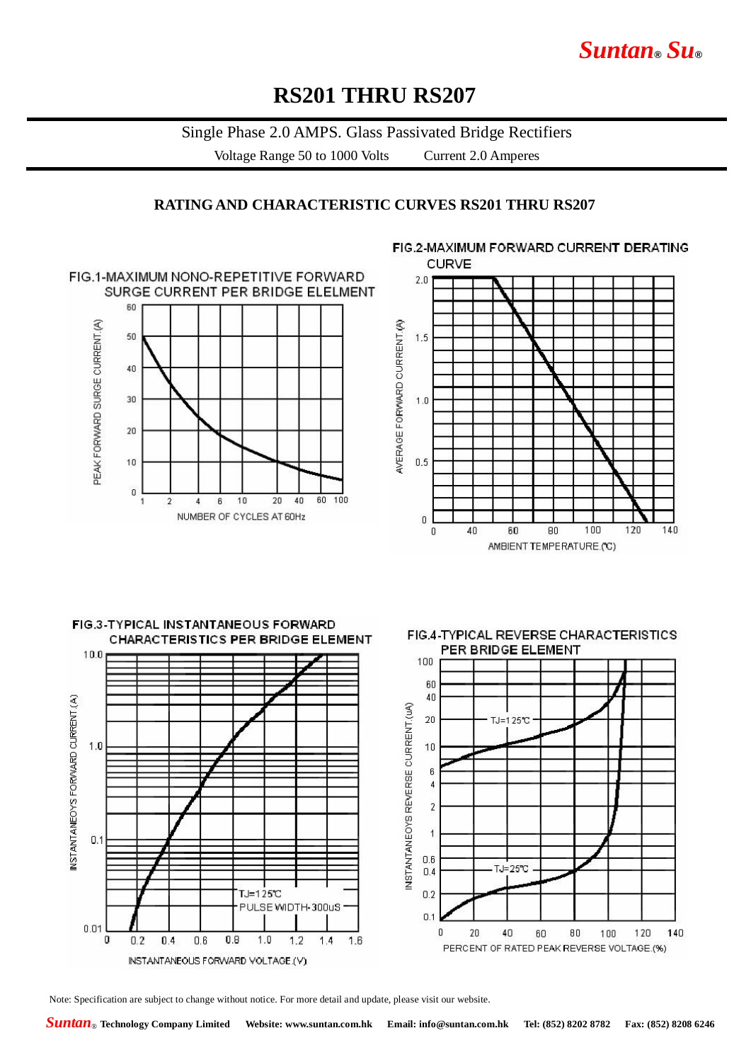# RS201 THRU RS207

Single Phase 2.0 AMPS. Glass Passivated Bridge Rectifiers

Voltage Range 50 to 1000 Volts    Current 2.0 Amperes

## RATING AND CHARACTERISTIC CURVES RS201 THRU RS207

FIG.1-MAXIMUM NONO-REPETITIVE FORWARD SURGE CURRENT PER BRIDGE ELELMENT

PEAK FORWARD SURGE CURRENT (A)

60
50
40
30
20
10
0

1 2 4 6 10 20 40 60 100

NUMBER OF CYCLES AT 60Hz

FIG.2-MAXIMUM FORWARD CURRENT DERATING CURVE

AVERAGE FORWARD CURRENT (A)

2.0
1.5
1.0
0.5
0

0 40 60 80 100 120 140

AMBIENT TEMPERATURE (℃)

FIG.3-TYPICAL INSTANTANEOUS FORWARD CHARACTERISTICS PER BRIDGE ELEMENT

INSTANTANEOYS FORWARD CURRENT (A)

10.0
1.0
0.1
0.01

0 0.2 0.4 0.6 0.8 1.0 1.2 1.4 1.6

TJ=125℃

PULSE WIDTH-300uS

INSTANTANEOUS FORWARD VOLTAGE (V)

FIG.4-TYPICAL REVERSE CHARACTERISTICS PER BRIDGE ELEMENT

INSTANTANEOYS REVERSE CURRENT (uA)

100
60
40
20
10
6
4
2
1
0.6
0.4
0.2
0.1

0 20 40 60 80 100 120 140

TJ=125℃

TJ=25℃

PERCENT OF RATED PEAK REVERSE VOLTAGE (%)

Note: Specification are subject to change without notice. For more detail and update, please visit our website.

**Suntan® Technology Company Limited**  **Website: www.suntan.com.hk**  **Email: info@suntan.com.hk**  **Tel: (852) 8202 8782**  **Fax: (852) 8208 6246**